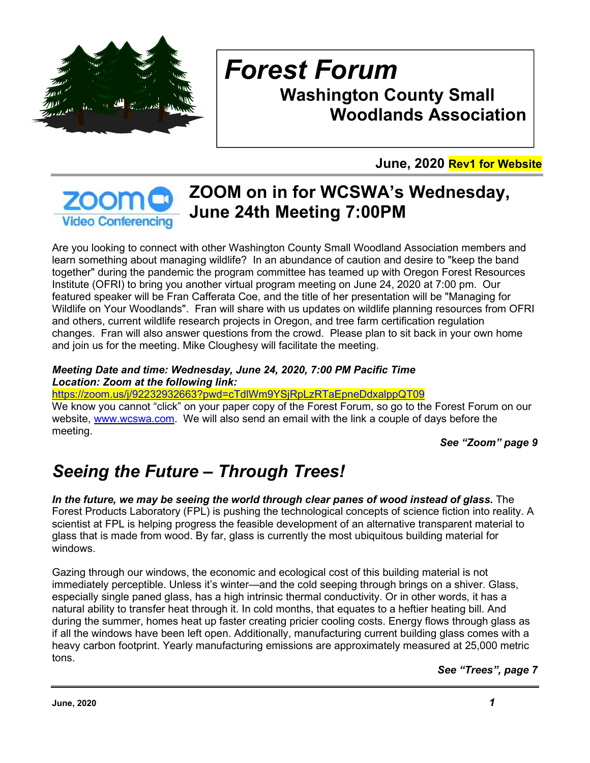# Forest Forum

## Washington County Small Woodlands Association

**June, 2020 Rev1 for Website**

## ZOOM on in for WCSWA's Wednesday, June 24th Meeting 7:00PM

Are you looking to connect with other Washington County Small Woodland Association members and learn something about managing wildlife? In an abundance of caution and desire to "keep the band together" during the pandemic the program committee has teamed up with Oregon Forest Resources Institute (OFRI) to bring you another virtual program meeting on June 24, 2020 at 7:00 pm. Our featured speaker will be Fran Cafferata Coe, and the title of her presentation will be "Managing for Wildlife on Your Woodlands". Fran will share with us updates on wildlife planning resources from OFRI and others, current wildlife research projects in Oregon, and tree farm certification regulation changes. Fran will also answer questions from the crowd. Please plan to sit back in your own home and join us for the meeting. Mike Cloughesy will facilitate the meeting.

***Meeting Date and time: Wednesday, June 24, 2020, 7:00 PM Pacific Time***
***Location: Zoom at the following link:***
https://zoom.us/j/92232932663?pwd=cTdlWm9YSjRpLzRTaEpneDdxalppQT09
We know you cannot "click" on your paper copy of the Forest Forum, so go to the Forest Forum on our website, www.wcswa.com. We will also send an email with the link a couple of days before the meeting.

***See "Zoom" page 9***

## *Seeing the Future – Through Trees!*

***In the future, we may be seeing the world through clear panes of wood instead of glass.*** The Forest Products Laboratory (FPL) is pushing the technological concepts of science fiction into reality. A scientist at FPL is helping progress the feasible development of an alternative transparent material to glass that is made from wood. By far, glass is currently the most ubiquitous building material for windows.

Gazing through our windows, the economic and ecological cost of this building material is not immediately perceptible. Unless it's winter—and the cold seeping through brings on a shiver. Glass, especially single paned glass, has a high intrinsic thermal conductivity. Or in other words, it has a natural ability to transfer heat through it. In cold months, that equates to a heftier heating bill. And during the summer, homes heat up faster creating pricier cooling costs. Energy flows through glass as if all the windows have been left open. Additionally, manufacturing current building glass comes with a heavy carbon footprint. Yearly manufacturing emissions are approximately measured at 25,000 metric tons.

***See "Trees", page 7***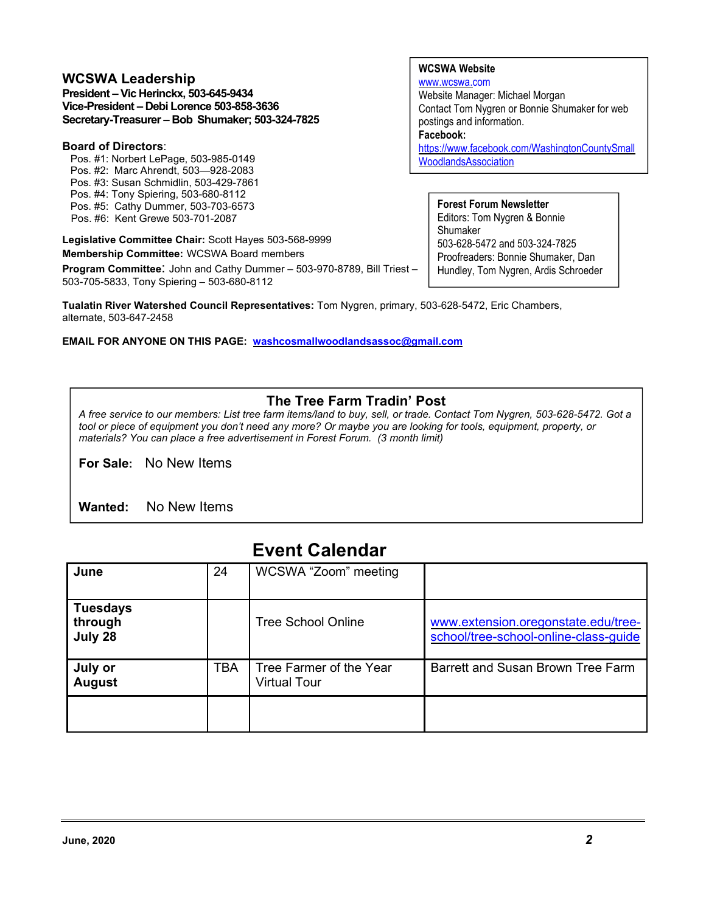## WCSWA Leadership

**President – Vic Herinckx, 503-645-9434**
**Vice-President – Debi Lorence 503-858-3636**
**Secretary-Treasurer – Bob Shumaker; 503-324-7825**

**Board of Directors**:

Pos. #1: Norbert LePage, 503-985-0149
Pos. #2: Marc Ahrendt, 503—928-2083
Pos. #3: Susan Schmidlin, 503-429-7861
Pos. #4: Tony Spiering, 503-680-8112
Pos. #5: Cathy Dummer, 503-703-6573
Pos. #6: Kent Grewe 503-701-2087

**Legislative Committee Chair:** Scott Hayes 503-568-9999
**Membership Committee:** WCSWA Board members
**Program Committee**: John and Cathy Dummer – 503-970-8789, Bill Triest – 503-705-5833, Tony Spiering – 503-680-8112

**WCSWA Website**
www.wcswa.com
Website Manager: Michael Morgan
Contact Tom Nygren or Bonnie Shumaker for web postings and information.
**Facebook:**
https://www.facebook.com/WashingtonCountySmallWoodlandsAssociation

**Forest Forum Newsletter**
Editors: Tom Nygren & Bonnie Shumaker
503-628-5472 and 503-324-7825
Proofreaders: Bonnie Shumaker, Dan Hundley, Tom Nygren, Ardis Schroeder

**Tualatin River Watershed Council Representatives:** Tom Nygren, primary, 503-628-5472, Eric Chambers, alternate, 503-647-2458

**EMAIL FOR ANYONE ON THIS PAGE: washcosmallwoodlandsassoc@gmail.com**

## The Tree Farm Tradin' Post

*A free service to our members: List tree farm items/land to buy, sell, or trade. Contact Tom Nygren, 503-628-5472. Got a tool or piece of equipment you don't need any more? Or maybe you are looking for tools, equipment, property, or materials? You can place a free advertisement in Forest Forum. (3 month limit)*

**For Sale:** No New Items

**Wanted:** No New Items

## Event Calendar

| | | | |
|---|---|---|---|
| **June** | 24 | WCSWA "Zoom" meeting | |
| **Tuesdays through July 28** | | Tree School Online | www.extension.oregonstate.edu/tree-school/tree-school-online-class-guide |
| **July or August** | TBA | Tree Farmer of the Year Virtual Tour | Barrett and Susan Brown Tree Farm |
| | | | |

June, 2020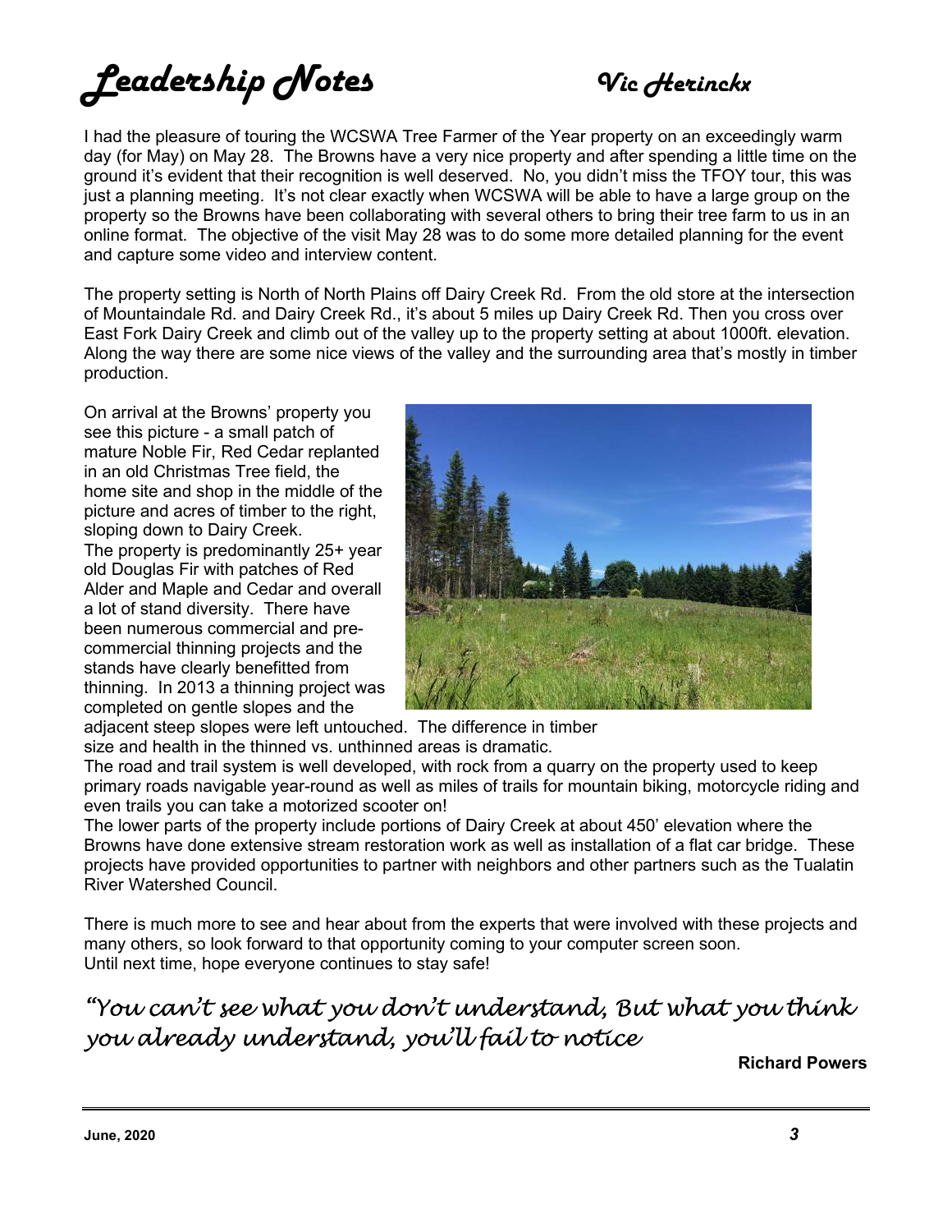# Leadership Notes

*Vic Herinckx*

I had the pleasure of touring the WCSWA Tree Farmer of the Year property on an exceedingly warm day (for May) on May 28. The Browns have a very nice property and after spending a little time on the ground it's evident that their recognition is well deserved. No, you didn't miss the TFOY tour, this was just a planning meeting. It's not clear exactly when WCSWA will be able to have a large group on the property so the Browns have been collaborating with several others to bring their tree farm to us in an online format. The objective of the visit May 28 was to do some more detailed planning for the event and capture some video and interview content.

The property setting is North of North Plains off Dairy Creek Rd. From the old store at the intersection of Mountaindale Rd. and Dairy Creek Rd., it's about 5 miles up Dairy Creek Rd. Then you cross over East Fork Dairy Creek and climb out of the valley up to the property setting at about 1000ft. elevation. Along the way there are some nice views of the valley and the surrounding area that's mostly in timber production.

On arrival at the Browns' property you see this picture - a small patch of mature Noble Fir, Red Cedar replanted in an old Christmas Tree field, the home site and shop in the middle of the picture and acres of timber to the right, sloping down to Dairy Creek.

The property is predominantly 25+ year old Douglas Fir with patches of Red Alder and Maple and Cedar and overall a lot of stand diversity. There have been numerous commercial and pre-commercial thinning projects and the stands have clearly benefitted from thinning. In 2013 a thinning project was completed on gentle slopes and the adjacent steep slopes were left untouched. The difference in timber size and health in the thinned vs. unthinned areas is dramatic.

The road and trail system is well developed, with rock from a quarry on the property used to keep primary roads navigable year-round as well as miles of trails for mountain biking, motorcycle riding and even trails you can take a motorized scooter on!

The lower parts of the property include portions of Dairy Creek at about 450' elevation where the Browns have done extensive stream restoration work as well as installation of a flat car bridge. These projects have provided opportunities to partner with neighbors and other partners such as the Tualatin River Watershed Council.

There is much more to see and hear about from the experts that were involved with these projects and many others, so look forward to that opportunity coming to your computer screen soon.

Until next time, hope everyone continues to stay safe!

*"You can't see what you don't understand, But what you think you already understand, you'll fail to notice*

**Richard Powers**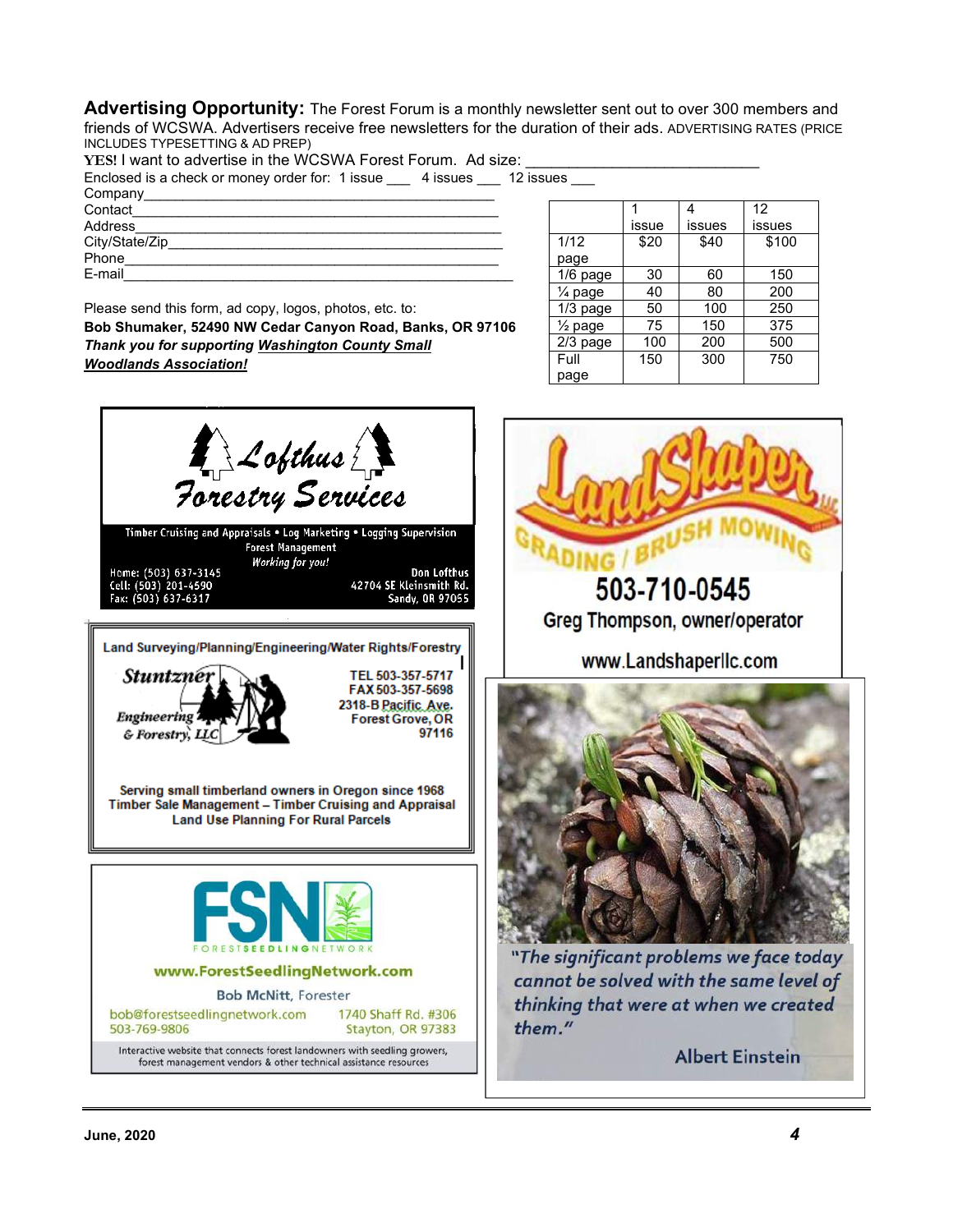**Advertising Opportunity:** The Forest Forum is a monthly newsletter sent out to over 300 members and friends of WCSWA. Advertisers receive free newsletters for the duration of their ads. ADVERTISING RATES (PRICE INCLUDES TYPESETTING & AD PREP)

**YES!** I want to advertise in the WCSWA Forest Forum. Ad size: ___________________________

Enclosed is a check or money order for: 1 issue ___ 4 issues ___ 12 issues ___

Company_____________________________________________

Contact_____________________________________________

Address_____________________________________________

City/State/Zip_______________________________________

Phone_______________________________________________

E-mail______________________________________________

|  | 1 issue | 4 issues | 12 issues |
|---|---|---|---|
| 1/12 page | $20 | $40 | $100 |
| 1/6 page | 30 | 60 | 150 |
| ¼ page | 40 | 80 | 200 |
| 1/3 page | 50 | 100 | 250 |
| ½ page | 75 | 150 | 375 |
| 2/3 page | 100 | 200 | 500 |
| Full page | 150 | 300 | 750 |

Please send this form, ad copy, logos, photos, etc. to:

**Bob Shumaker, 52490 NW Cedar Canyon Road, Banks, OR 97106**

***Thank you for supporting Washington County Small Woodlands Association!***

**Lofthus Forestry Services**

Timber Cruising and Appraisals • Log Marketing • Logging Supervision
Forest Management
*Working for you!*

Home: (503) 637-3145
Cell: (503) 201-4590
Fax: (503) 637-6317

Don Lofthus
42704 SE Kleinsmith Rd.
Sandy, OR 97055

**LandShaper LLC**
GRADING / BRUSH MOWING

503-710-0545
Greg Thompson, owner/operator
www.Landshaperllc.com

Land Surveying/Planning/Engineering/Water Rights/Forestry

**Stuntzner Engineering & Forestry, LLC**

TEL 503-357-5717
FAX 503-357-5698
2318-B Pacific Ave.
Forest Grove, OR 97116

Serving small timberland owners in Oregon since 1968
Timber Sale Management – Timber Cruising and Appraisal
Land Use Planning For Rural Parcels

**FSN** FOREST SEEDLING NETWORK

www.ForestSeedlingNetwork.com

Bob McNitt, Forester
bob@forestseedlingnetwork.com
503-769-9806
1740 Shaff Rd. #306
Stayton, OR 97383

Interactive website that connects forest landowners with seedling growers, forest management vendors & other technical assistance resources

*"The significant problems we face today cannot be solved with the same level of thinking that were at when we created them."*

Albert Einstein

**June, 2020**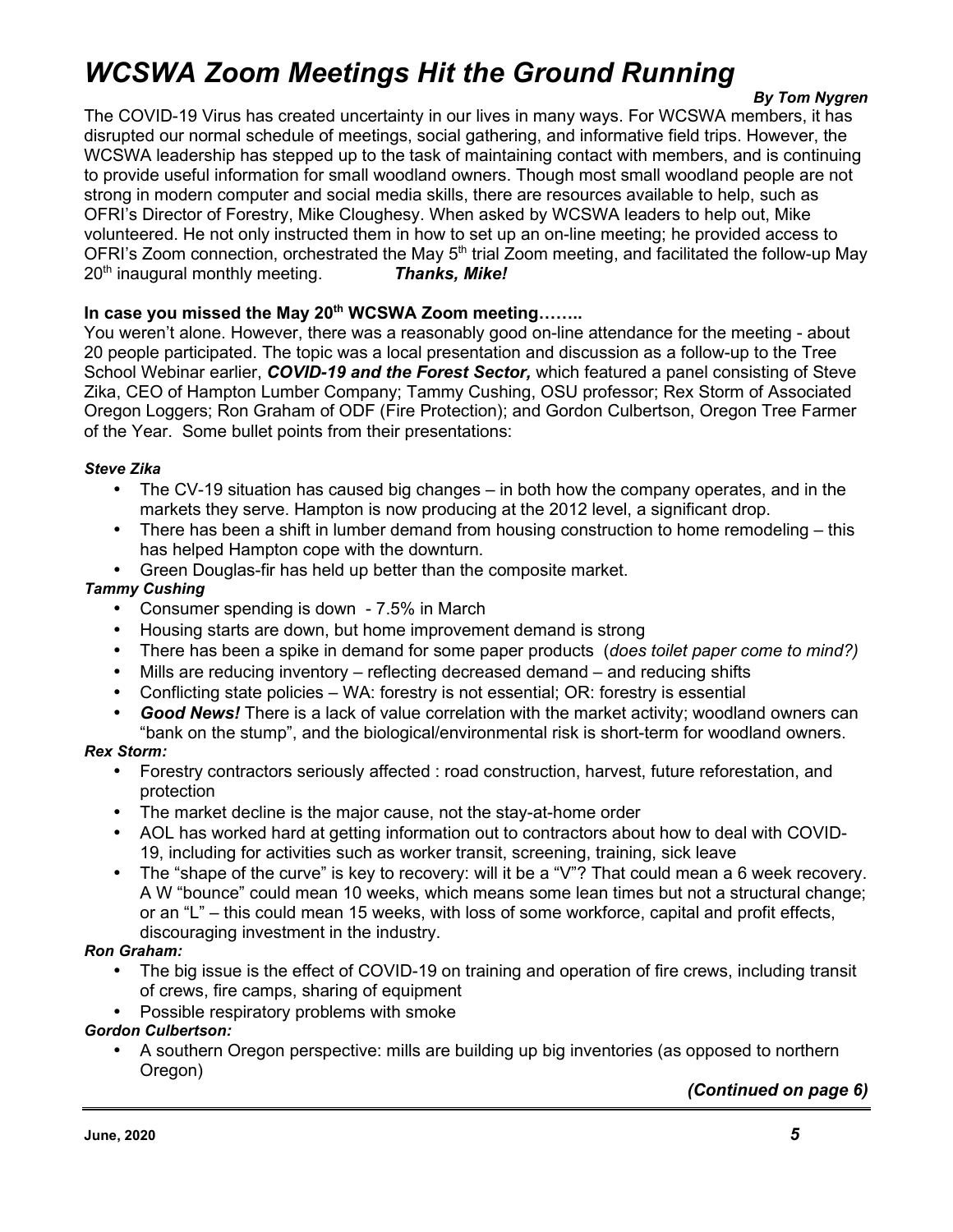# *WCSWA Zoom Meetings Hit the Ground Running*

***By Tom Nygren***

The COVID-19 Virus has created uncertainty in our lives in many ways. For WCSWA members, it has disrupted our normal schedule of meetings, social gathering, and informative field trips. However, the WCSWA leadership has stepped up to the task of maintaining contact with members, and is continuing to provide useful information for small woodland owners. Though most small woodland people are not strong in modern computer and social media skills, there are resources available to help, such as OFRI's Director of Forestry, Mike Cloughesy. When asked by WCSWA leaders to help out, Mike volunteered. He not only instructed them in how to set up an on-line meeting; he provided access to OFRI's Zoom connection, orchestrated the May 5th trial Zoom meeting, and facilitated the follow-up May 20th inaugural monthly meeting. ***Thanks, Mike!***

**In case you missed the May 20th WCSWA Zoom meeting……..**

You weren't alone. However, there was a reasonably good on-line attendance for the meeting - about 20 people participated. The topic was a local presentation and discussion as a follow-up to the Tree School Webinar earlier, ***COVID-19 and the Forest Sector,*** which featured a panel consisting of Steve Zika, CEO of Hampton Lumber Company; Tammy Cushing, OSU professor; Rex Storm of Associated Oregon Loggers; Ron Graham of ODF (Fire Protection); and Gordon Culbertson, Oregon Tree Farmer of the Year. Some bullet points from their presentations:

***Steve Zika***

- The CV-19 situation has caused big changes – in both how the company operates, and in the markets they serve. Hampton is now producing at the 2012 level, a significant drop.
- There has been a shift in lumber demand from housing construction to home remodeling – this has helped Hampton cope with the downturn.
- Green Douglas-fir has held up better than the composite market.

***Tammy Cushing***

- Consumer spending is down - 7.5% in March
- Housing starts are down, but home improvement demand is strong
- There has been a spike in demand for some paper products (*does toilet paper come to mind?)*
- Mills are reducing inventory – reflecting decreased demand – and reducing shifts
- Conflicting state policies – WA: forestry is not essential; OR: forestry is essential
- ***Good News!*** There is a lack of value correlation with the market activity; woodland owners can "bank on the stump", and the biological/environmental risk is short-term for woodland owners.

***Rex Storm:***

- Forestry contractors seriously affected : road construction, harvest, future reforestation, and protection
- The market decline is the major cause, not the stay-at-home order
- AOL has worked hard at getting information out to contractors about how to deal with COVID-19, including for activities such as worker transit, screening, training, sick leave
- The "shape of the curve" is key to recovery: will it be a "V"? That could mean a 6 week recovery. A W "bounce" could mean 10 weeks, which means some lean times but not a structural change; or an "L" – this could mean 15 weeks, with loss of some workforce, capital and profit effects, discouraging investment in the industry.

***Ron Graham:***

- The big issue is the effect of COVID-19 on training and operation of fire crews, including transit of crews, fire camps, sharing of equipment
- Possible respiratory problems with smoke

***Gordon Culbertson:***

- A southern Oregon perspective: mills are building up big inventories (as opposed to northern Oregon)

***(Continued on page 6)***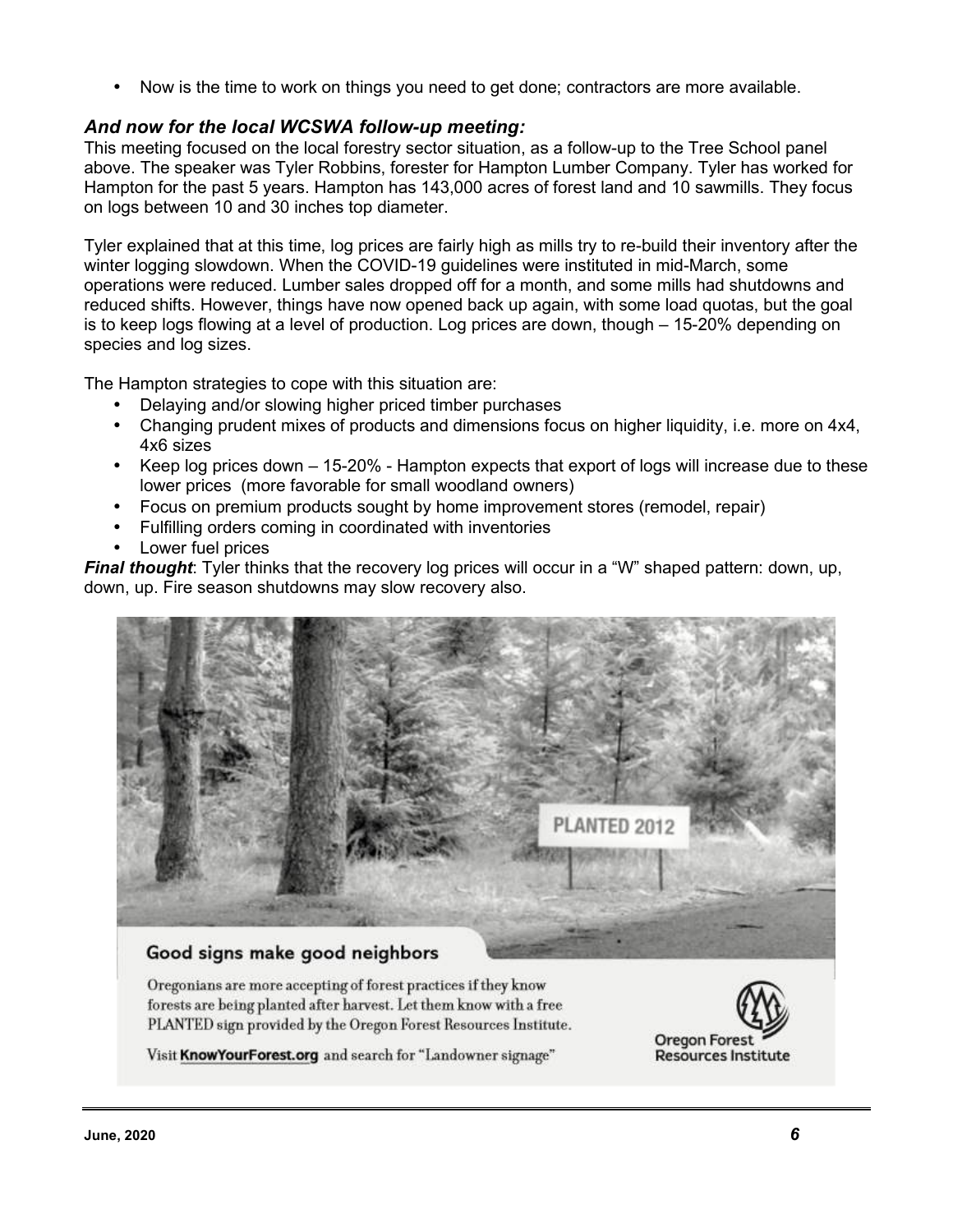- Now is the time to work on things you need to get done; contractors are more available.

### *And now for the local WCSWA follow-up meeting:*

This meeting focused on the local forestry sector situation, as a follow-up to the Tree School panel above. The speaker was Tyler Robbins, forester for Hampton Lumber Company. Tyler has worked for Hampton for the past 5 years. Hampton has 143,000 acres of forest land and 10 sawmills. They focus on logs between 10 and 30 inches top diameter.

Tyler explained that at this time, log prices are fairly high as mills try to re-build their inventory after the winter logging slowdown. When the COVID-19 guidelines were instituted in mid-March, some operations were reduced. Lumber sales dropped off for a month, and some mills had shutdowns and reduced shifts. However, things have now opened back up again, with some load quotas, but the goal is to keep logs flowing at a level of production. Log prices are down, though – 15-20% depending on species and log sizes.

The Hampton strategies to cope with this situation are:

- Delaying and/or slowing higher priced timber purchases
- Changing prudent mixes of products and dimensions focus on higher liquidity, i.e. more on 4x4, 4x6 sizes
- Keep log prices down – 15-20% - Hampton expects that export of logs will increase due to these lower prices (more favorable for small woodland owners)
- Focus on premium products sought by home improvement stores (remodel, repair)
- Fulfilling orders coming in coordinated with inventories
- Lower fuel prices

***Final thought***: Tyler thinks that the recovery log prices will occur in a "W" shaped pattern: down, up, down, up. Fire season shutdowns may slow recovery also.

PLANTED 2012

**Good signs make good neighbors**

Oregonians are more accepting of forest practices if they know forests are being planted after harvest. Let them know with a free PLANTED sign provided by the Oregon Forest Resources Institute.

Visit **KnowYourForest.org** and search for "Landowner signage"

Oregon Forest Resources Institute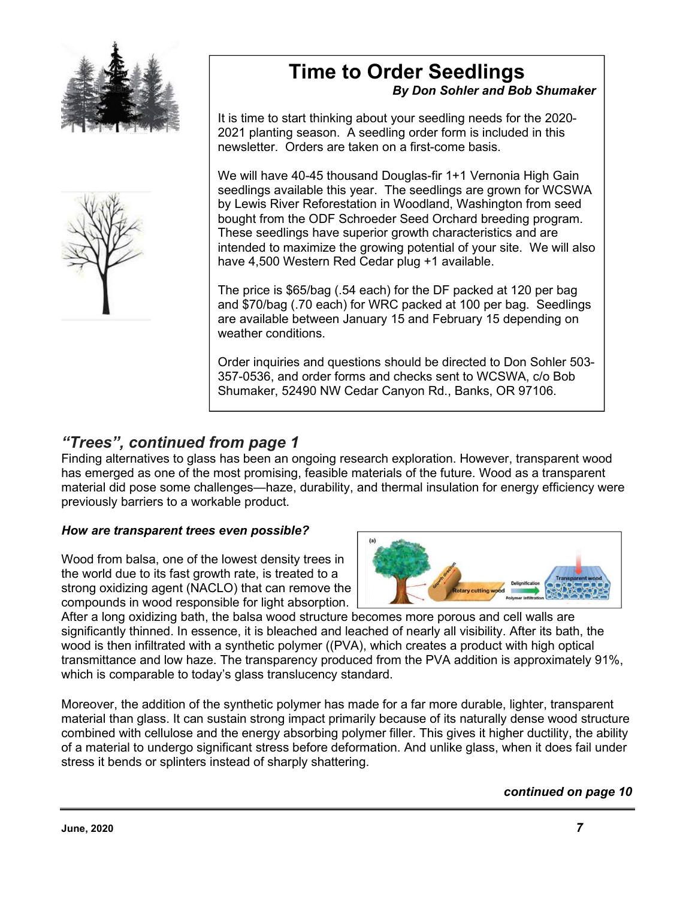## Time to Order Seedlings

***By Don Sohler and Bob Shumaker***

It is time to start thinking about your seedling needs for the 2020-2021 planting season. A seedling order form is included in this newsletter. Orders are taken on a first-come basis.

We will have 40-45 thousand Douglas-fir 1+1 Vernonia High Gain seedlings available this year. The seedlings are grown for WCSWA by Lewis River Reforestation in Woodland, Washington from seed bought from the ODF Schroeder Seed Orchard breeding program. These seedlings have superior growth characteristics and are intended to maximize the growing potential of your site. We will also have 4,500 Western Red Cedar plug +1 available.

The price is $65/bag (.54 each) for the DF packed at 120 per bag and $70/bag (.70 each) for WRC packed at 100 per bag. Seedlings are available between January 15 and February 15 depending on weather conditions.

Order inquiries and questions should be directed to Don Sohler 503-357-0536, and order forms and checks sent to WCSWA, c/o Bob Shumaker, 52490 NW Cedar Canyon Rd., Banks, OR 97106.

## *"Trees", continued from page 1*

Finding alternatives to glass has been an ongoing research exploration. However, transparent wood has emerged as one of the most promising, feasible materials of the future. Wood as a transparent material did pose some challenges—haze, durability, and thermal insulation for energy efficiency were previously barriers to a workable product.

### *How are transparent trees even possible?*

Wood from balsa, one of the lowest density trees in the world due to its fast growth rate, is treated to a strong oxidizing agent (NACLO) that can remove the compounds in wood responsible for light absorption. After a long oxidizing bath, the balsa wood structure becomes more porous and cell walls are significantly thinned. In essence, it is bleached and leached of nearly all visibility. After its bath, the wood is then infiltrated with a synthetic polymer ((PVA), which creates a product with high optical transmittance and low haze. The transparency produced from the PVA addition is approximately 91%, which is comparable to today's glass translucency standard.

Moreover, the addition of the synthetic polymer has made for a far more durable, lighter, transparent material than glass. It can sustain strong impact primarily because of its naturally dense wood structure combined with cellulose and the energy absorbing polymer filler. This gives it higher ductility, the ability of a material to undergo significant stress before deformation. And unlike glass, when it does fail under stress it bends or splinters instead of sharply shattering.

***continued on page 10***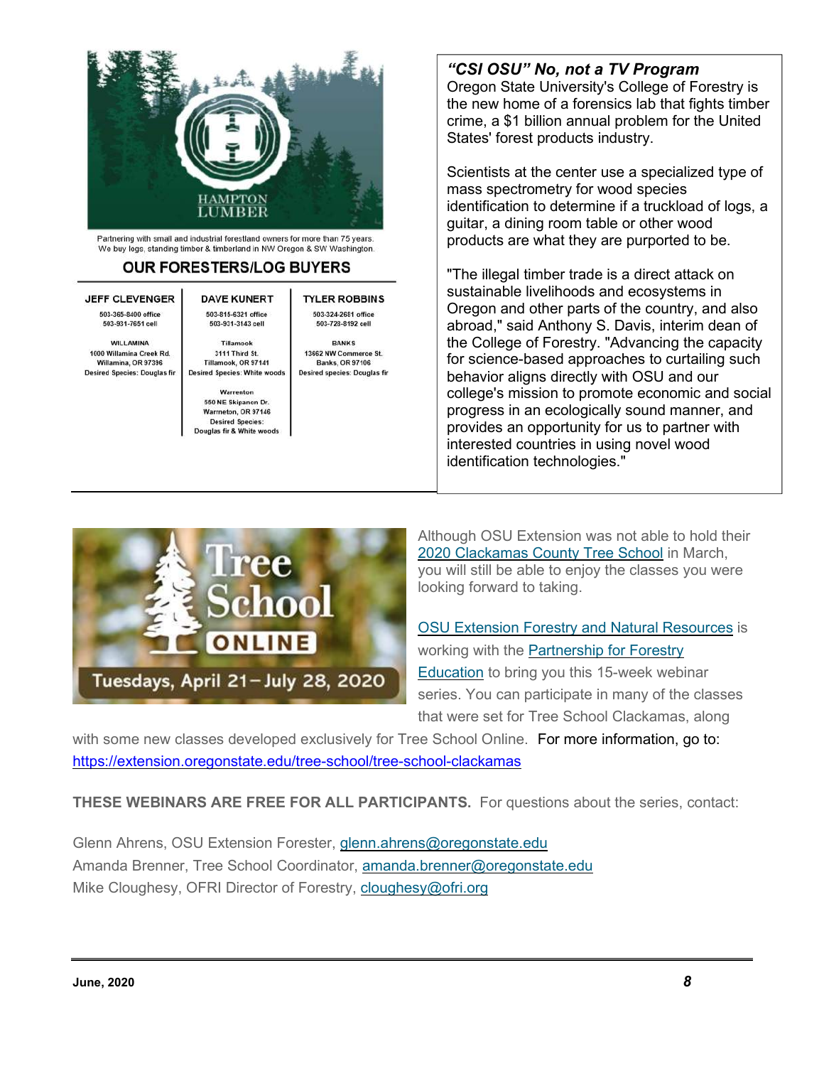HAMPTON LUMBER

Partnering with small and industrial forestland owners for more than 75 years. We buy logs, standing timber & timberland in NW Oregon & SW Washington.

## OUR FORESTERS/LOG BUYERS

| JEFF CLEVENGER | DAVE KUNERT | TYLER ROBBINS |
|---|---|---|
| 503-365-8400 office<br>503-931-7651 cell | 503-815-6321 office<br>503-931-3143 cell | 503-324-2681 office<br>503-728-8192 cell |
| WILLAMINA<br>1000 Willamina Creek Rd.<br>Willamina, OR 97396<br>Desired Species: Douglas fir | Tillamook<br>3111 Third St.<br>Tillamook, OR 97141<br>Desired Species: White woods | BANKS<br>13662 NW Commerce St.<br>Banks, OR 97106<br>Desired species: Douglas fir |
| | Warrenton<br>550 NE Skipanon Dr.<br>Warrenton, OR 97146<br>Desired Species:<br>Douglas fir & White woods | |

### *"CSI OSU" No, not a TV Program*

Oregon State University's College of Forestry is the new home of a forensics lab that fights timber crime, a $1 billion annual problem for the United States' forest products industry.

Scientists at the center use a specialized type of mass spectrometry for wood species identification to determine if a truckload of logs, a guitar, a dining room table or other wood products are what they are purported to be.

"The illegal timber trade is a direct attack on sustainable livelihoods and ecosystems in Oregon and other parts of the country, and also abroad," said Anthony S. Davis, interim dean of the College of Forestry. "Advancing the capacity for science-based approaches to curtailing such behavior aligns directly with OSU and our college's mission to promote economic and social progress in an ecologically sound manner, and provides an opportunity for us to partner with interested countries in using novel wood identification technologies."

Tree School ONLINE

Tuesdays, April 21 – July 28, 2020

Although OSU Extension was not able to hold their 2020 Clackamas County Tree School in March, you will still be able to enjoy the classes you were looking forward to taking.

OSU Extension Forestry and Natural Resources is working with the Partnership for Forestry Education to bring you this 15-week webinar series. You can participate in many of the classes that were set for Tree School Clackamas, along with some new classes developed exclusively for Tree School Online. For more information, go to: https://extension.oregonstate.edu/tree-school/tree-school-clackamas

**THESE WEBINARS ARE FREE FOR ALL PARTICIPANTS.** For questions about the series, contact:

Glenn Ahrens, OSU Extension Forester, glenn.ahrens@oregonstate.edu
Amanda Brenner, Tree School Coordinator, amanda.brenner@oregonstate.edu
Mike Cloughesy, OFRI Director of Forestry, cloughesy@ofri.org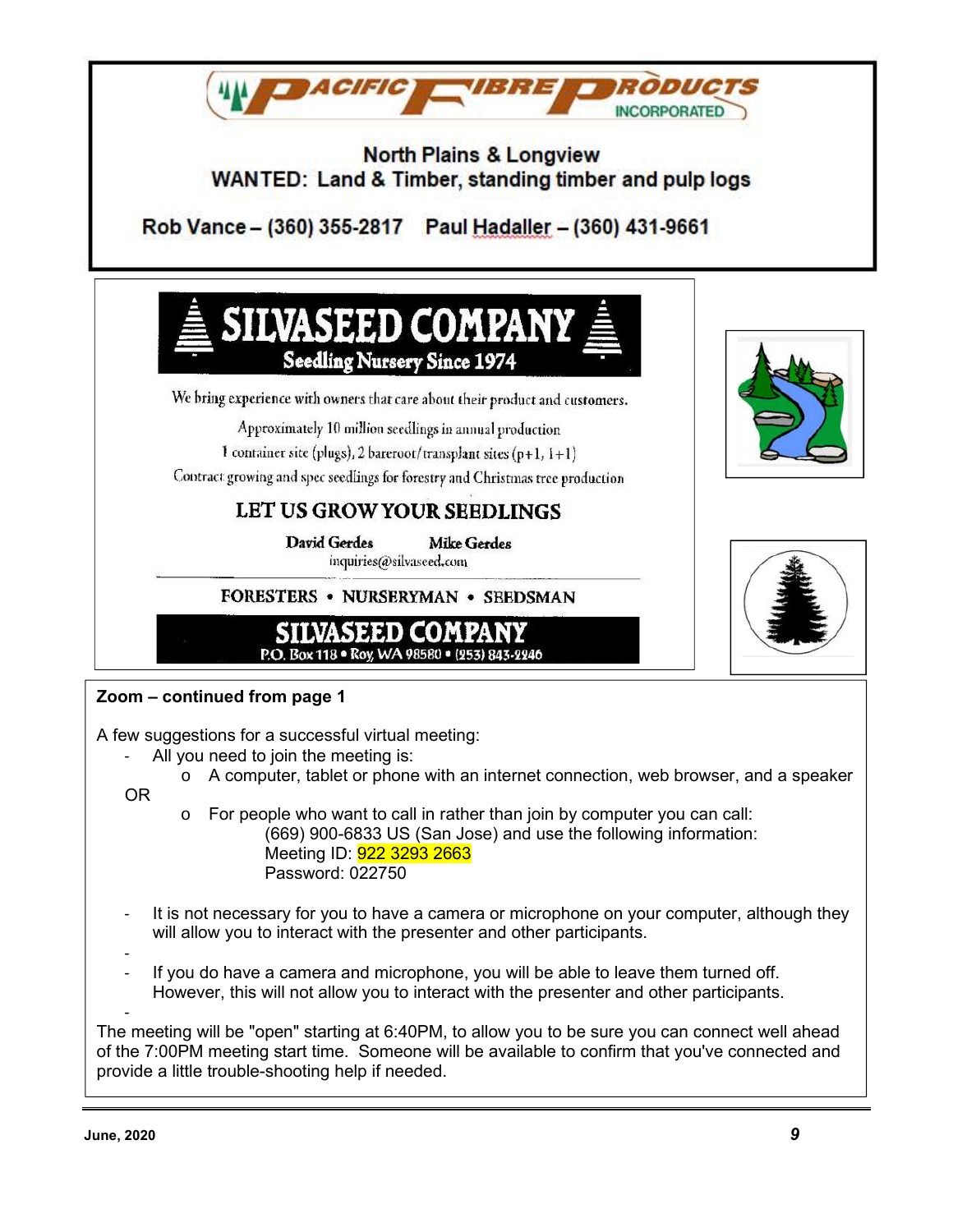**PACIFIC FIBRE PRODUCTS INCORPORATED**

North Plains & Longview
WANTED: Land & Timber, standing timber and pulp logs

Rob Vance – (360) 355-2817  Paul Hadaller – (360) 431-9661

---

**SILVASEED COMPANY**
**Seedling Nursery Since 1974**

We bring experience with owners that care about their product and customers.

Approximately 10 million seedlings in annual production
1 container site (plugs), 2 bareroot/transplant sites (p+1, 1+1)
Contract growing and spec seedlings for forestry and Christmas tree production

**LET US GROW YOUR SEEDLINGS**

David Gerdes  Mike Gerdes
inquiries@silvaseed.com

FORESTERS • NURSERYMAN • SEEDSMAN

**SILVASEED COMPANY**
P.O. Box 118 • Roy, WA 98580 • (253) 843-2246

---

**Zoom – continued from page 1**

A few suggestions for a successful virtual meeting:

- All you need to join the meeting is:
  - A computer, tablet or phone with an internet connection, web browser, and a speaker

  OR

  - For people who want to call in rather than join by computer you can call:
    (669) 900-6833 US (San Jose) and use the following information:
    Meeting ID: 922 3293 2663
    Password: 022750

- It is not necessary for you to have a camera or microphone on your computer, although they will allow you to interact with the presenter and other participants.
- If you do have a camera and microphone, you will be able to leave them turned off. However, this will not allow you to interact with the presenter and other participants.

The meeting will be "open" starting at 6:40PM, to allow you to be sure you can connect well ahead of the 7:00PM meeting start time. Someone will be available to confirm that you've connected and provide a little trouble-shooting help if needed.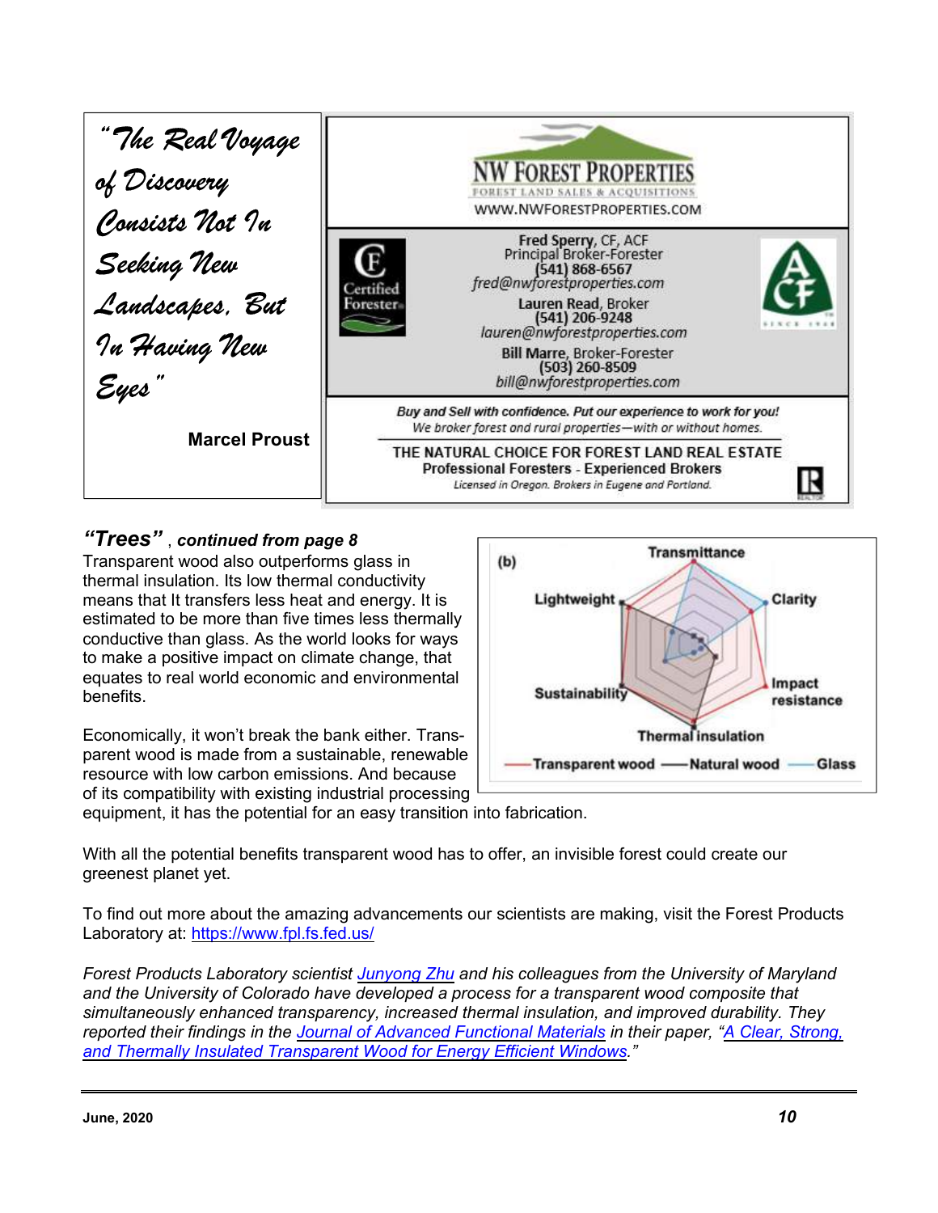*"The Real Voyage of Discovery Consists Not In Seeking New Landscapes, But In Having New Eyes"*

**Marcel Proust**

**NW FOREST PROPERTIES**
FOREST LAND SALES & ACQUISITIONS
WWW.NWFORESTPROPERTIES.COM

**Fred Sperry**, CF, ACF
Principal Broker-Forester
**(541) 868-6567**
*fred@nwforestproperties.com*

**Lauren Read**, Broker
**(541) 206-9248**
*lauren@nwforestproperties.com*

**Bill Marre**, Broker-Forester
**(503) 260-8509**
*bill@nwforestproperties.com*

***Buy and Sell with confidence. Put our experience to work for you!***
*We broker forest and rural properties—with or without homes.*

THE NATURAL CHOICE FOR FOREST LAND REAL ESTATE
Professional Foresters - Experienced Brokers
*Licensed in Oregon. Brokers in Eugene and Portland.*

## *"Trees"*, *continued from page 8*

Transparent wood also outperforms glass in thermal insulation. Its low thermal conductivity means that It transfers less heat and energy. It is estimated to be more than five times less thermally conductive than glass. As the world looks for ways to make a positive impact on climate change, that equates to real world economic and environmental benefits.

Economically, it won't break the bank either. Transparent wood is made from a sustainable, renewable resource with low carbon emissions. And because of its compatibility with existing industrial processing equipment, it has the potential for an easy transition into fabrication.

(b) Transmittance, Clarity, Impact resistance, Thermal insulation, Sustainability, Lightweight — Transparent wood, Natural wood, Glass

With all the potential benefits transparent wood has to offer, an invisible forest could create our greenest planet yet.

To find out more about the amazing advancements our scientists are making, visit the Forest Products Laboratory at: https://www.fpl.fs.fed.us/

*Forest Products Laboratory scientist Junyong Zhu and his colleagues from the University of Maryland and the University of Colorado have developed a process for a transparent wood composite that simultaneously enhanced transparency, increased thermal insulation, and improved durability. They reported their findings in the Journal of Advanced Functional Materials in their paper, "A Clear, Strong, and Thermally Insulated Transparent Wood for Energy Efficient Windows."*

**June, 2020**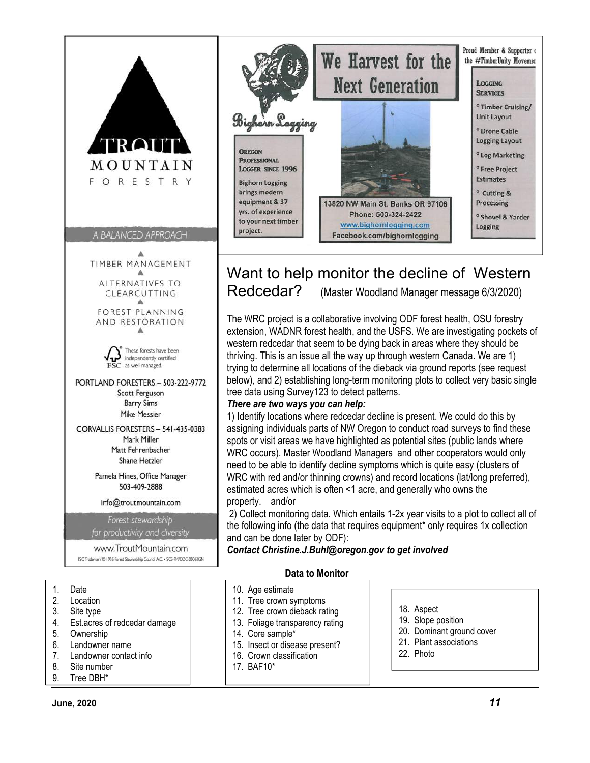TROUT MOUNTAIN FORESTRY

A BALANCED APPROACH

TIMBER MANAGEMENT

ALTERNATIVES TO CLEARCUTTING

FOREST PLANNING AND RESTORATION

These forests have been independently certified as well managed.

PORTLAND FORESTERS – 503-222-9772
Scott Ferguson
Barry Sims
Mike Messier

CORVALLIS FORESTERS – 541-435-0383
Mark Miller
Matt Fehrenbacher
Shane Hetzler

Pamela Hines, Office Manager
503-409-2888

info@troutmountain.com

Forest stewardship for productivity and diversity

www.TroutMountain.com

FSC Trademark © 1996 Forest Stewardship Council A.C. • SCS-FM/COC-00062GN

---

Bighorn Logging

We Harvest for the Next Generation

Proud Member & Supporter of the #TimberUnity Movement

OREGON PROFESSIONAL LOGGER SINCE 1996

Bighorn Logging brings modern equipment & 37 yrs. of experience to your next timber project.

13820 NW Main St. Banks OR 97106
Phone: 503-324-2422
www.bighornlogging.com
Facebook.com/bighornlogging

LOGGING SERVICES
- Timber Cruising/ Unit Layout
- Drone Cable Logging Layout
- Log Marketing
- Free Project Estimates
- Cutting & Processing
- Shovel & Yarder Logging

---

# Want to help monitor the decline of Western Redcedar? (Master Woodland Manager message 6/3/2020)

The WRC project is a collaborative involving ODF forest health, OSU forestry extension, WADNR forest health, and the USFS. We are investigating pockets of western redcedar that seem to be dying back in areas where they should be thriving. This is an issue all the way up through western Canada. We are 1) trying to determine all locations of the dieback via ground reports (see request below), and 2) establishing long-term monitoring plots to collect very basic single tree data using Survey123 to detect patterns.

***There are two ways you can help:***

1) Identify locations where redcedar decline is present. We could do this by assigning individuals parts of NW Oregon to conduct road surveys to find these spots or visit areas we have highlighted as potential sites (public lands where WRC occurs). Master Woodland Managers and other cooperators would only need to be able to identify decline symptoms which is quite easy (clusters of WRC with red and/or thinning crowns) and record locations (lat/long preferred), estimated acres which is often <1 acre, and generally who owns the property. and/or

2) Collect monitoring data. Which entails 1-2x year visits to a plot to collect all of the following info (the data that requires equipment* only requires 1x collection and can be done later by ODF):

***Contact Christine.J.Buhl@oregon.gov to get involved***

**Data to Monitor**

1. Date
2. Location
3. Site type
4. Est.acres of redcedar damage
5. Ownership
6. Landowner name
7. Landowner contact info
8. Site number
9. Tree DBH*
10. Age estimate
11. Tree crown symptoms
12. Tree crown dieback rating
13. Foliage transparency rating
14. Core sample*
15. Insect or disease present?
16. Crown classification
17. BAF10*
18. Aspect
19. Slope position
20. Dominant ground cover
21. Plant associations
22. Photo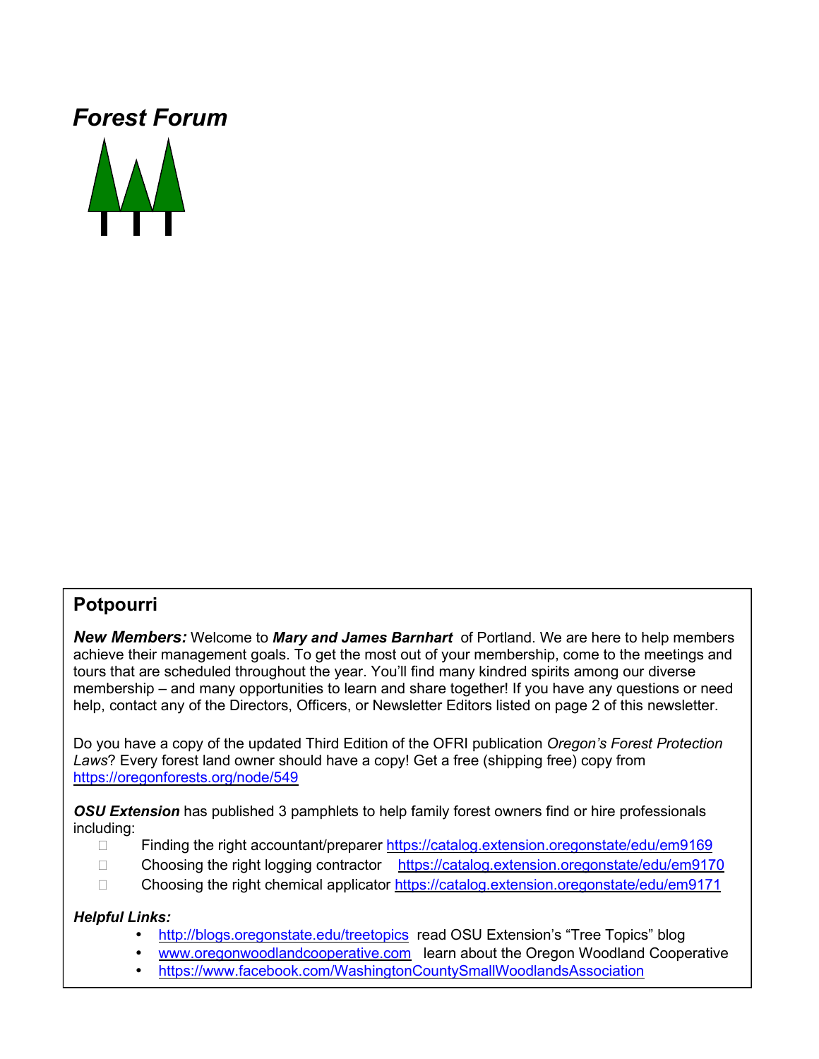*Forest Forum*

## Potpourri

***New Members:*** Welcome to ***Mary and James Barnhart*** of Portland. We are here to help members achieve their management goals. To get the most out of your membership, come to the meetings and tours that are scheduled throughout the year. You'll find many kindred spirits among our diverse membership – and many opportunities to learn and share together! If you have any questions or need help, contact any of the Directors, Officers, or Newsletter Editors listed on page 2 of this newsletter.

Do you have a copy of the updated Third Edition of the OFRI publication *Oregon's Forest Protection Laws*? Every forest land owner should have a copy! Get a free (shipping free) copy from https://oregonforests.org/node/549

***OSU Extension*** has published 3 pamphlets to help family forest owners find or hire professionals including:

- Finding the right accountant/preparer https://catalog.extension.oregonstate/edu/em9169
- Choosing the right logging contractor https://catalog.extension.oregonstate/edu/em9170
- Choosing the right chemical applicator https://catalog.extension.oregonstate/edu/em9171

***Helpful Links:***

- http://blogs.oregonstate.edu/treetopics read OSU Extension's "Tree Topics" blog
- www.oregonwoodlandcooperative.com learn about the Oregon Woodland Cooperative
- https://www.facebook.com/WashingtonCountySmallWoodlandsAssociation